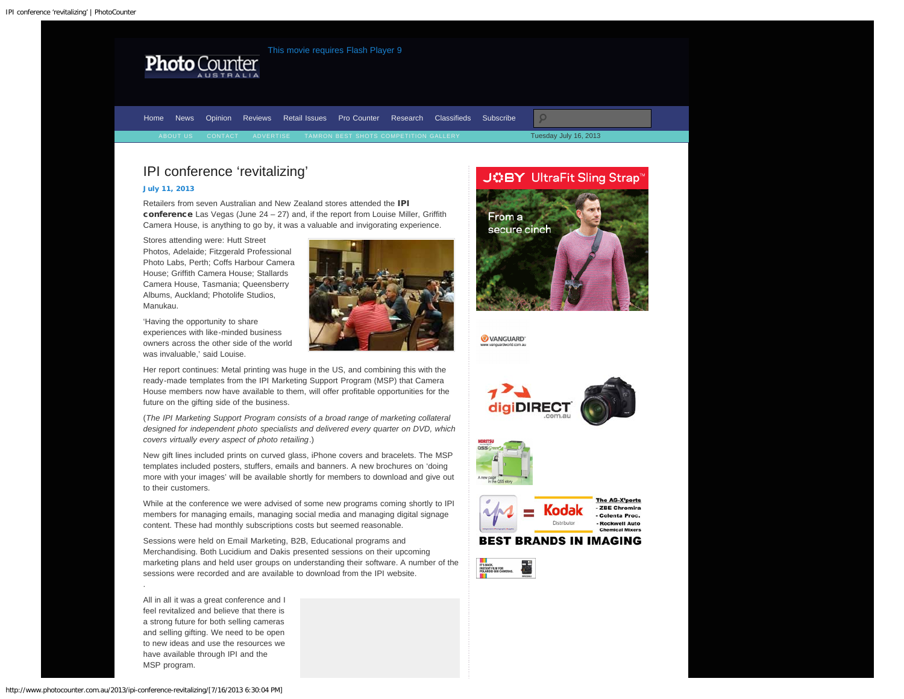# IPI conference 'revitalizing'

July 11, 2013

Retailers from seven Australian and New Zealand stores attended the **IPI conference** Las Vegas (June 24 – 27) and, if the report from Louise Miller, Griffith Camera House, is anything to go by, it was a valuable and invigorating experience.

Stores attending were: Hutt Street Photos, Adelaide; Fitzgerald Professional Photo Labs, Perth; Coffs Harbour Camera House; Griffith Camera House; Stallards Camera House, Tasmania; Queensberry Albums, Auckland; Photolife Studios, Manukau.

'Having the opportunity to share experiences with like-minded business owners across the other side of the world was invaluable,' said Louise.

Her report continues: Metal printing was huge in the US, and combining this with the ready-made templates from the IPI Marketing Support Program (MSP) that Camera House members now have available to them, will offer profitable opportunities for the future on the gifting side of the business.

(*The IPI Marketing Support Program consists of a broad range of marketing collateral designed for independent photo specialists and delivered every quarter on DVD, which covers virtually every aspect of photo retailing*.)

New gift lines included prints on curved glass, iPhone covers and bracelets. The MSP templates included posters, stuffers, emails and banners. A new brochures on 'doing more with your images' will be available shortly for members to download and give out to their customers.

While at the conference we were advised of some new programs coming shortly to IPI members for managing emails, managing social media and managing digital signage content. These had monthly subscriptions costs but seemed reasonable.

Sessions were held on Email Marketing, B2B, Educational programs and Merchandising. Both Lucidium and Dakis presented sessions on their upcoming marketing plans and held user groups on understanding their software. A number of the sessions were recorded and are available to download from the IPI website.

.

All in all it was a great conference and I feel revitalized and believe that there is a strong future for both selling cameras and selling gifting. We need to be open to new ideas and use the resources we have available through IPI and the MSP program.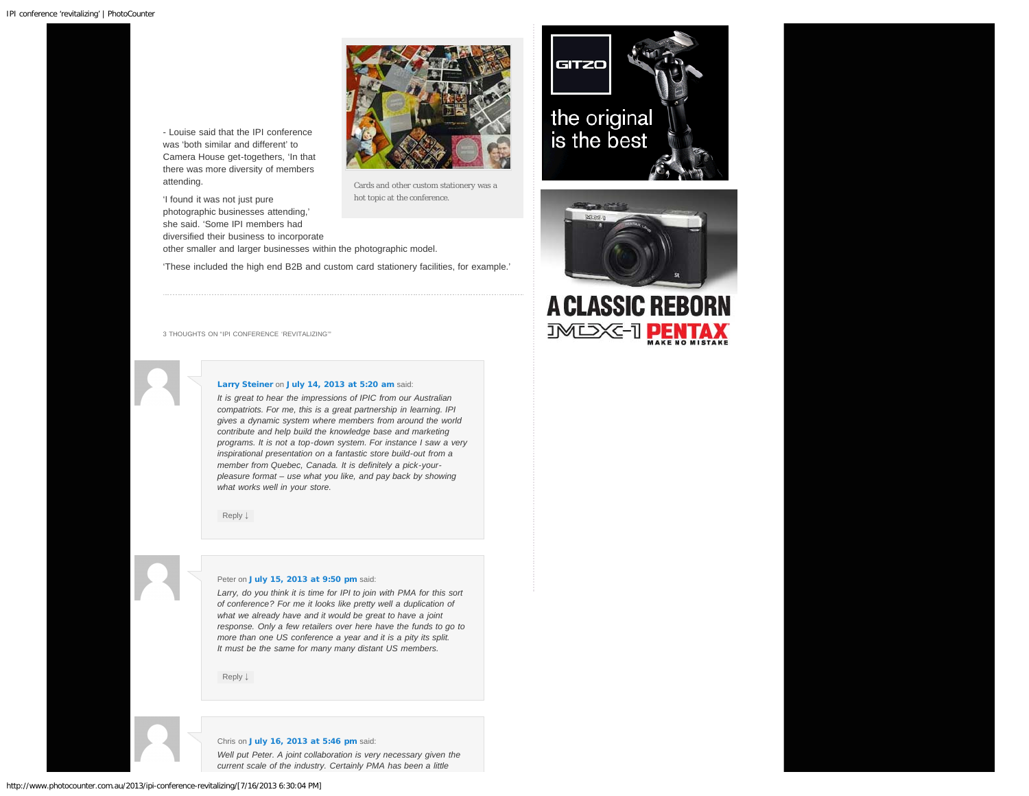- Louise said that the IPI conference was 'both similar and different' to Camera House get-togethers, 'In that there was more diversity of members attending.

'I found it was not just pure photographic businesses attending,' she said. 'Some IPI members had diversified their business to incorporate other smaller and larger businesses within the photographic model.

'These included the high end B2B and custom card stationery facilities, for example.'

Cards and other custom stationery was a hot topic at the conference.

3 THOUGHTS ON "IPI CONFERENCE 'REVITALIZING'"

**Larry Steiner** on **July 14, 2013 at 5:20 am** said:

*It is great to hear the impressions of IPIC from our Australian compatriots. For me, this is a great partnership in learning. IPI gives a dynamic system where members from around the world contribute and help build the knowledge base and marketing programs. It is not a top-down system. For instance I saw a very inspirational presentation on a fantastic store build-out from a member from Quebec, Canada. It is definitely a pick-your-pleasure format – use what you like, and pay back by showing what works well in your store.*

Reply ↓

Peter on **July 15, 2013 at 9:50 pm** said:

*Larry, do you think it is time for IPI to join with PMA for this sort of conference? For me it looks like pretty well a duplication of what we already have and it would be great to have a joint response. Only a few retailers over here have the funds to go to more than one US conference a year and it is a pity its split. It must be the same for many many distant US members.*

Reply ↓

Chris on **July 16, 2013 at 5:46 pm** said:

*Well put Peter. A joint collaboration is very necessary given the current scale of the industry. Certainly PMA has been a little*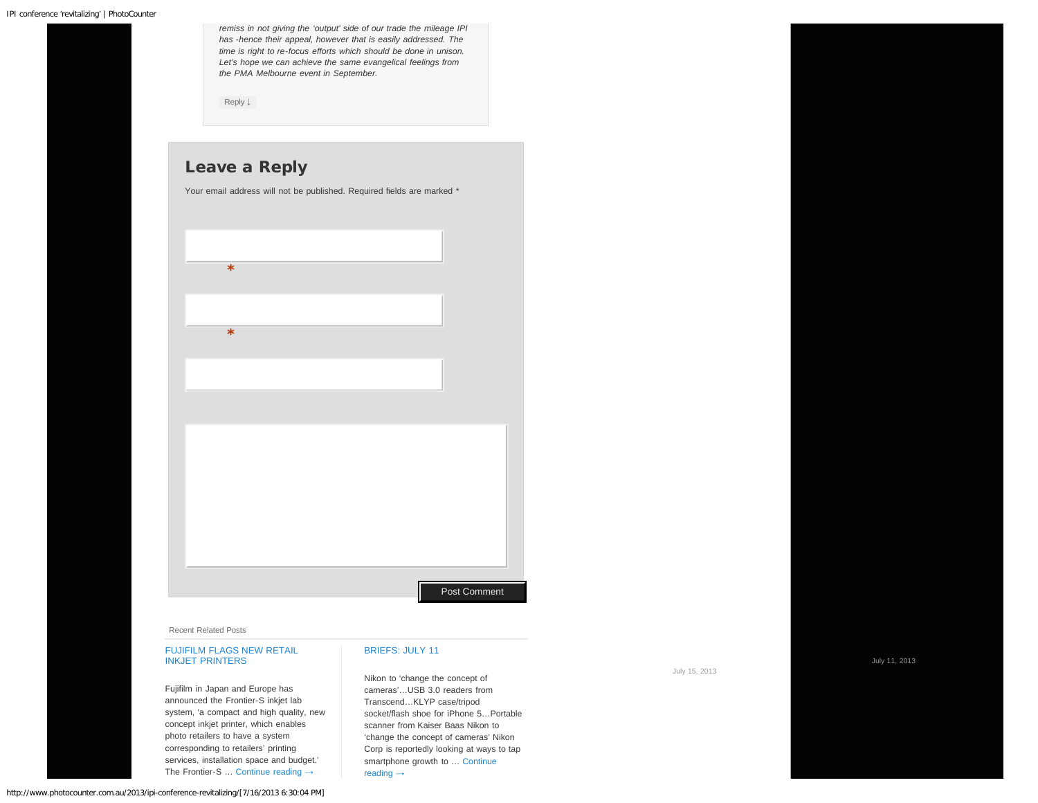*remiss in not giving the 'output' side of our trade the mileage IPI has -hence their appeal, however that is easily addressed. The time is right to re-focus efforts which should be done in unison. Let's hope we can achieve the same evangelical feelings from the PMA Melbourne event in September.*

Reply ↓

## Leave a Reply

Your email address will not be published. Required fields are marked *

*

*

Post Comment

Recent Related Posts

**FUJIFILM FLAGS NEW RETAIL INKJET PRINTERS**

July 15, 2013

Fujifilm in Japan and Europe has announced the Frontier-S inkjet lab system, 'a compact and high quality, new concept inkjet printer, which enables photo retailers to have a system corresponding to retailers' printing services, installation space and budget.' The Frontier-S … Continue reading →

**BRIEFS: JULY 11**

July 11, 2013

Nikon to 'change the concept of cameras'…USB 3.0 readers from Transcend…KLYP case/tripod socket/flash shoe for iPhone 5…Portable scanner from Kaiser Baas Nikon to 'change the concept of cameras' Nikon Corp is reportedly looking at ways to tap smartphone growth to … Continue reading →